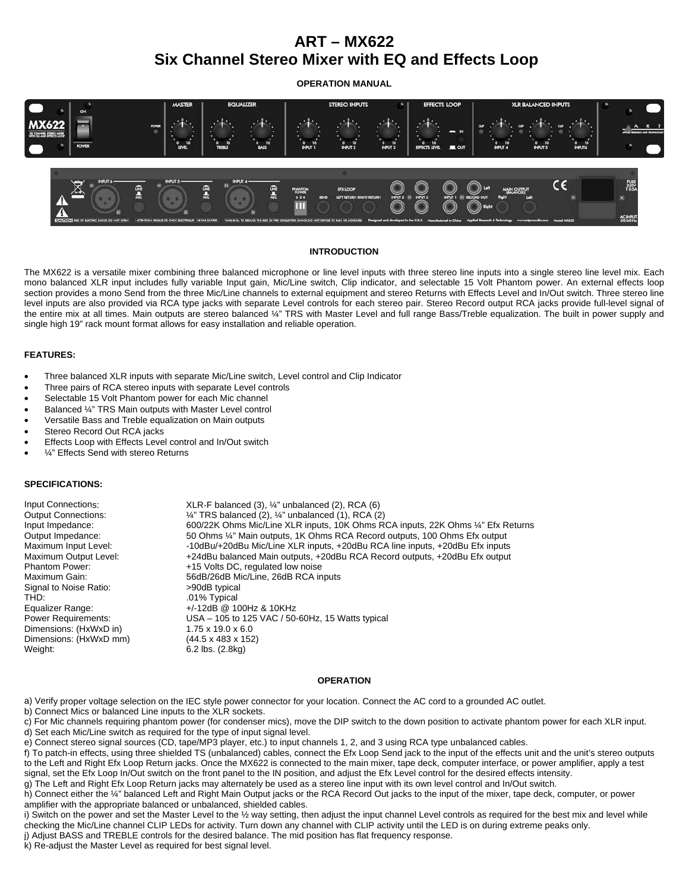# ART – MX622
# Six Channel Stereo Mixer with EQ and Effects Loop

**OPERATION MANUAL**

## INTRODUCTION

The MX622 is a versatile mixer combining three balanced microphone or line level inputs with three stereo line inputs into a single stereo line level mix. Each mono balanced XLR input includes fully variable Input gain, Mic/Line switch, Clip indicator, and selectable 15 Volt Phantom power. An external effects loop section provides a mono Send from the three Mic/Line channels to external equipment and stereo Returns with Effects Level and In/Out switch. Three stereo line level inputs are also provided via RCA type jacks with separate Level controls for each stereo pair. Stereo Record output RCA jacks provide full-level signal of the entire mix at all times. Main outputs are stereo balanced ¼" TRS with Master Level and full range Bass/Treble equalization. The built in power supply and single high 19" rack mount format allows for easy installation and reliable operation.

### FEATURES:

- Three balanced XLR inputs with separate Mic/Line switch, Level control and Clip Indicator
- Three pairs of RCA stereo inputs with separate Level controls
- Selectable 15 Volt Phantom power for each Mic channel
- Balanced ¼" TRS Main outputs with Master Level control
- Versatile Bass and Treble equalization on Main outputs
- Stereo Record Out RCA jacks
- Effects Loop with Effects Level control and In/Out switch
- ¼" Effects Send with stereo Returns

### SPECIFICATIONS:

| | |
|---|---|
| Input Connections: | XLR-F balanced (3), ¼" unbalanced (2), RCA (6) |
| Output Connections: | ¼" TRS balanced (2), ¼" unbalanced (1), RCA (2) |
| Input Impedance: | 600/22K Ohms Mic/Line XLR inputs, 10K Ohms RCA inputs, 22K Ohms ¼" Efx Returns |
| Output Impedance: | 50 Ohms ¼" Main outputs, 1K Ohms RCA Record outputs, 100 Ohms Efx output |
| Maximum Input Level: | -10dBu/+20dBu Mic/Line XLR inputs, +20dBu RCA line inputs, +20dBu Efx inputs |
| Maximum Output Level: | +24dBu balanced Main outputs, +20dBu RCA Record outputs, +20dBu Efx output |
| Phantom Power: | +15 Volts DC, regulated low noise |
| Maximum Gain: | 56dB/26dB Mic/Line, 26dB RCA inputs |
| Signal to Noise Ratio: | >90dB typical |
| THD: | .01% Typical |
| Equalizer Range: | +/-12dB @ 100Hz & 10KHz |
| Power Requirements: | USA – 105 to 125 VAC / 50-60Hz, 15 Watts typical |
| Dimensions: (HxWxD in) | 1.75 x 19.0 x 6.0 |
| Dimensions: (HxWxD mm) | (44.5 x 483 x 152) |
| Weight: | 6.2 lbs. (2.8kg) |

## OPERATION

a) Verify proper voltage selection on the IEC style power connector for your location. Connect the AC cord to a grounded AC outlet.
b) Connect Mics or balanced Line inputs to the XLR sockets.
c) For Mic channels requiring phantom power (for condenser mics), move the DIP switch to the down position to activate phantom power for each XLR input.
d) Set each Mic/Line switch as required for the type of input signal level.
e) Connect stereo signal sources (CD, tape/MP3 player, etc.) to input channels 1, 2, and 3 using RCA type unbalanced cables.
f) To patch-in effects, using three shielded TS (unbalanced) cables, connect the Efx Loop Send jack to the input of the effects unit and the unit's stereo outputs to the Left and Right Efx Loop Return jacks. Once the MX622 is connected to the main mixer, tape deck, computer interface, or power amplifier, apply a test signal, set the Efx Loop In/Out switch on the front panel to the IN position, and adjust the Efx Level control for the desired effects intensity.
g) The Left and Right Efx Loop Return jacks may alternately be used as a stereo line input with its own level control and In/Out switch.
h) Connect either the ¼" balanced Left and Right Main Output jacks or the RCA Record Out jacks to the input of the mixer, tape deck, computer, or power amplifier with the appropriate balanced or unbalanced, shielded cables.
i) Switch on the power and set the Master Level to the ½ way setting, then adjust the input channel Level controls as required for the best mix and level while checking the Mic/Line channel CLIP LEDs for activity. Turn down any channel with CLIP activity until the LED is on during extreme peaks only.
j) Adjust BASS and TREBLE controls for the desired balance. The mid position has flat frequency response.
k) Re-adjust the Master Level as required for best signal level.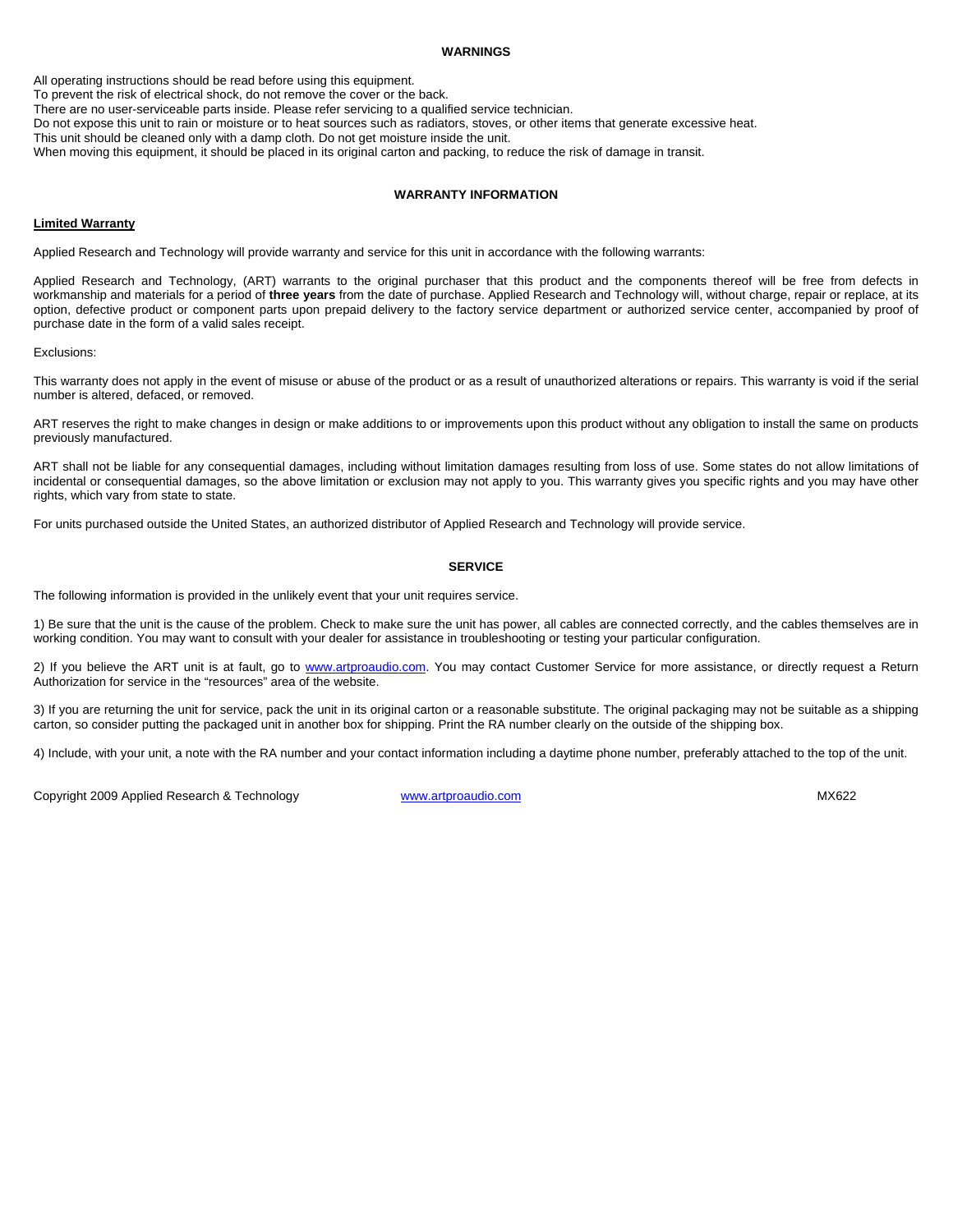## WARNINGS

All operating instructions should be read before using this equipment.
To prevent the risk of electrical shock, do not remove the cover or the back.
There are no user-serviceable parts inside. Please refer servicing to a qualified service technician.
Do not expose this unit to rain or moisture or to heat sources such as radiators, stoves, or other items that generate excessive heat.
This unit should be cleaned only with a damp cloth. Do not get moisture inside the unit.
When moving this equipment, it should be placed in its original carton and packing, to reduce the risk of damage in transit.

## WARRANTY INFORMATION

### Limited Warranty

Applied Research and Technology will provide warranty and service for this unit in accordance with the following warrants:

Applied Research and Technology, (ART) warrants to the original purchaser that this product and the components thereof will be free from defects in workmanship and materials for a period of **three years** from the date of purchase. Applied Research and Technology will, without charge, repair or replace, at its option, defective product or component parts upon prepaid delivery to the factory service department or authorized service center, accompanied by proof of purchase date in the form of a valid sales receipt.

Exclusions:

This warranty does not apply in the event of misuse or abuse of the product or as a result of unauthorized alterations or repairs. This warranty is void if the serial number is altered, defaced, or removed.

ART reserves the right to make changes in design or make additions to or improvements upon this product without any obligation to install the same on products previously manufactured.

ART shall not be liable for any consequential damages, including without limitation damages resulting from loss of use. Some states do not allow limitations of incidental or consequential damages, so the above limitation or exclusion may not apply to you. This warranty gives you specific rights and you may have other rights, which vary from state to state.

For units purchased outside the United States, an authorized distributor of Applied Research and Technology will provide service.

## SERVICE

The following information is provided in the unlikely event that your unit requires service.

1) Be sure that the unit is the cause of the problem. Check to make sure the unit has power, all cables are connected correctly, and the cables themselves are in working condition. You may want to consult with your dealer for assistance in troubleshooting or testing your particular configuration.

2) If you believe the ART unit is at fault, go to www.artproaudio.com. You may contact Customer Service for more assistance, or directly request a Return Authorization for service in the "resources" area of the website.

3) If you are returning the unit for service, pack the unit in its original carton or a reasonable substitute. The original packaging may not be suitable as a shipping carton, so consider putting the packaged unit in another box for shipping. Print the RA number clearly on the outside of the shipping box.

4) Include, with your unit, a note with the RA number and your contact information including a daytime phone number, preferably attached to the top of the unit.

Copyright 2009 Applied Research & Technology www.artproaudio.com MX622